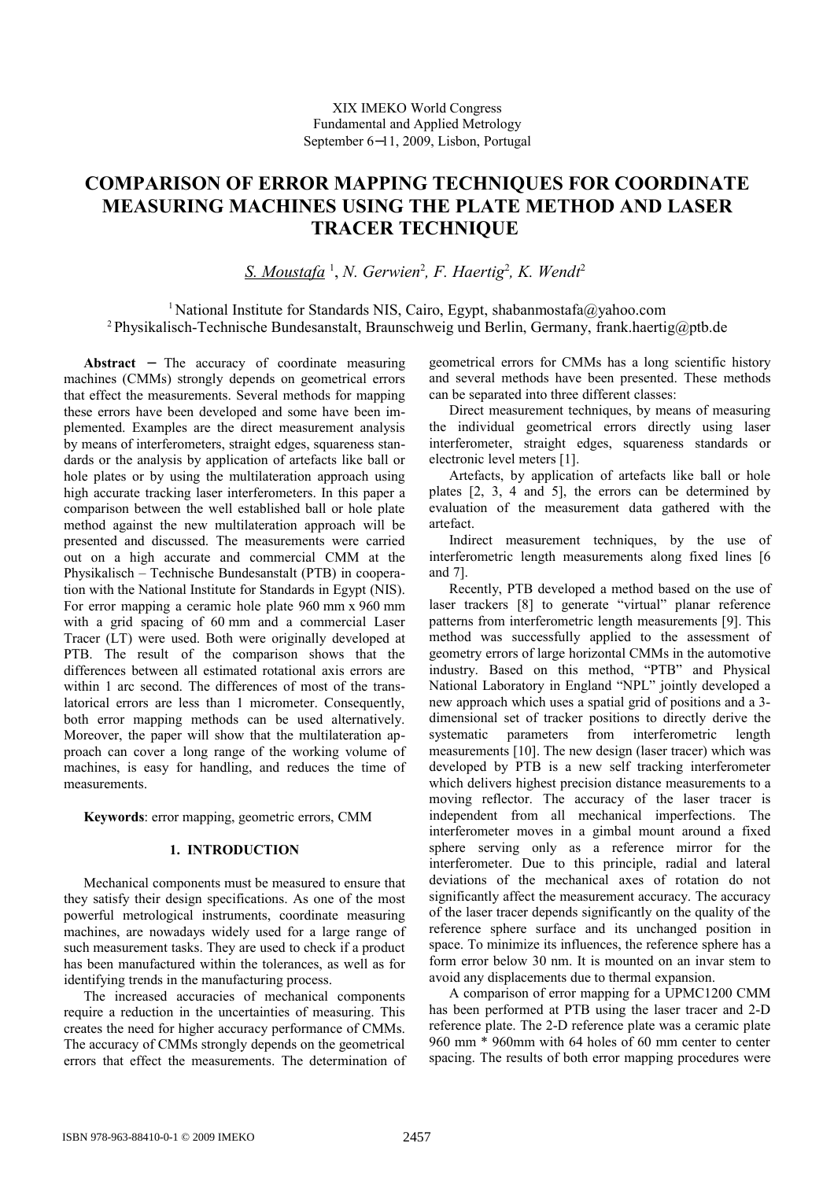XIX IMEKO World Congress
Fundamental and Applied Metrology
September 6−11, 2009, Lisbon, Portugal

# COMPARISON OF ERROR MAPPING TECHNIQUES FOR COORDINATE MEASURING MACHINES USING THE PLATE METHOD AND LASER TRACER TECHNIQUE

*S. Moustafa* [1], *N. Gerwien*[2], *F. Haertig*[2], *K. Wendt*[2]

[1] National Institute for Standards NIS, Cairo, Egypt, shabanmostafa@yahoo.com
[2] Physikalisch-Technische Bundesanstalt, Braunschweig und Berlin, Germany, frank.haertig@ptb.de

**Abstract** − The accuracy of coordinate measuring machines (CMMs) strongly depends on geometrical errors that effect the measurements. Several methods for mapping these errors have been developed and some have been implemented. Examples are the direct measurement analysis by means of interferometers, straight edges, squareness standards or the analysis by application of artefacts like ball or hole plates or by using the multilateration approach using high accurate tracking laser interferometers. In this paper a comparison between the well established ball or hole plate method against the new multilateration approach will be presented and discussed. The measurements were carried out on a high accurate and commercial CMM at the Physikalisch – Technische Bundesanstalt (PTB) in cooperation with the National Institute for Standards in Egypt (NIS). For error mapping a ceramic hole plate 960 mm x 960 mm with a grid spacing of 60 mm and a commercial Laser Tracer (LT) were used. Both were originally developed at PTB. The result of the comparison shows that the differences between all estimated rotational axis errors are within 1 arc second. The differences of most of the translatorical errors are less than 1 micrometer. Consequently, both error mapping methods can be used alternatively. Moreover, the paper will show that the multilateration approach can cover a long range of the working volume of machines, is easy for handling, and reduces the time of measurements.

**Keywords**: error mapping, geometric errors, CMM

## 1. INTRODUCTION

Mechanical components must be measured to ensure that they satisfy their design specifications. As one of the most powerful metrological instruments, coordinate measuring machines, are nowadays widely used for a large range of such measurement tasks. They are used to check if a product has been manufactured within the tolerances, as well as for identifying trends in the manufacturing process.

The increased accuracies of mechanical components require a reduction in the uncertainties of measuring. This creates the need for higher accuracy performance of CMMs. The accuracy of CMMs strongly depends on the geometrical errors that effect the measurements. The determination of geometrical errors for CMMs has a long scientific history and several methods have been presented. These methods can be separated into three different classes:

Direct measurement techniques, by means of measuring the individual geometrical errors directly using laser interferometer, straight edges, squareness standards or electronic level meters [1].

Artefacts, by application of artefacts like ball or hole plates [2, 3, 4 and 5], the errors can be determined by evaluation of the measurement data gathered with the artefact.

Indirect measurement techniques, by the use of interferometric length measurements along fixed lines [6 and 7].

Recently, PTB developed a method based on the use of laser trackers [8] to generate "virtual" planar reference patterns from interferometric length measurements [9]. This method was successfully applied to the assessment of geometry errors of large horizontal CMMs in the automotive industry. Based on this method, "PTB" and Physical National Laboratory in England "NPL" jointly developed a new approach which uses a spatial grid of positions and a 3-dimensional set of tracker positions to directly derive the systematic parameters from interferometric length measurements [10]. The new design (laser tracer) which was developed by PTB is a new self tracking interferometer which delivers highest precision distance measurements to a moving reflector. The accuracy of the laser tracer is independent from all mechanical imperfections. The interferometer moves in a gimbal mount around a fixed sphere serving only as a reference mirror for the interferometer. Due to this principle, radial and lateral deviations of the mechanical axes of rotation do not significantly affect the measurement accuracy. The accuracy of the laser tracer depends significantly on the quality of the reference sphere surface and its unchanged position in space. To minimize its influences, the reference sphere has a form error below 30 nm. It is mounted on an invar stem to avoid any displacements due to thermal expansion.

A comparison of error mapping for a UPMC1200 CMM has been performed at PTB using the laser tracer and 2-D reference plate. The 2-D reference plate was a ceramic plate 960 mm * 960mm with 64 holes of 60 mm center to center spacing. The results of both error mapping procedures were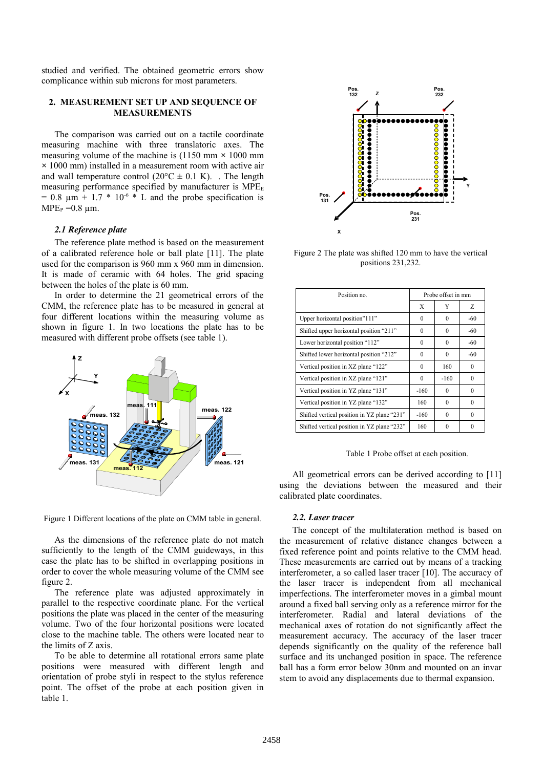studied and verified. The obtained geometric errors show complicance within sub microns for most parameters.

## 2. MEASUREMENT SET UP AND SEQUENCE OF MEASUREMENTS

The comparison was carried out on a tactile coordinate measuring machine with three translatoric axes. The measuring volume of the machine is (1150 mm × 1000 mm × 1000 mm) installed in a measurement room with active air and wall temperature control (20°C ± 0.1 K). . The length measuring performance specified by manufacturer is $MPE_E = 0.8$ µm + $1.7 * 10^{-6} * L$ and the probe specification is $MPE_P = 0.8$ µm.

### 2.1 Reference plate

The reference plate method is based on the measurement of a calibrated reference hole or ball plate [11]. The plate used for the comparison is 960 mm x 960 mm in dimension. It is made of ceramic with 64 holes. The grid spacing between the holes of the plate is 60 mm.

In order to determine the 21 geometrical errors of the CMM, the reference plate has to be measured in general at four different locations within the measuring volume as shown in figure 1. In two locations the plate has to be measured with different probe offsets (see table 1).

Figure 1 Different locations of the plate on CMM table in general.

As the dimensions of the reference plate do not match sufficiently to the length of the CMM guideways, in this case the plate has to be shifted in overlapping positions in order to cover the whole measuring volume of the CMM see figure 2.

The reference plate was adjusted approximately in parallel to the respective coordinate plane. For the vertical positions the plate was placed in the center of the measuring volume. Two of the four horizontal positions were located close to the machine table. The others were located near to the limits of Z axis.

To be able to determine all rotational errors same plate positions were measured with different length and orientation of probe styli in respect to the stylus reference point. The offset of the probe at each position given in table 1.

Figure 2 The plate was shifted 120 mm to have the vertical positions 231,232.

| Position no. | Probe offset in mm | | |
|---|---|---|---|
| | X | Y | Z |
| Upper horizontal position"111" | 0 | 0 | -60 |
| Shifted upper horizontal position "211" | 0 | 0 | -60 |
| Lower horizontal position "112" | 0 | 0 | -60 |
| Shifted lower horizontal position "212" | 0 | 0 | -60 |
| Vertical position in XZ plane "122" | 0 | 160 | 0 |
| Vertical position in XZ plane "121" | 0 | -160 | 0 |
| Vertical position in YZ plane "131" | -160 | 0 | 0 |
| Vertical position in YZ plane "132" | 160 | 0 | 0 |
| Shifted vertical position in YZ plane "231" | -160 | 0 | 0 |
| Shifted vertical position in YZ plane "232" | 160 | 0 | 0 |

Table 1 Probe offset at each position.

All geometrical errors can be derived according to [11] using the deviations between the measured and their calibrated plate coordinates.

### 2.2. Laser tracer

The concept of the multilateration method is based on the measurement of relative distance changes between a fixed reference point and points relative to the CMM head. These measurements are carried out by means of a tracking interferometer, a so called laser tracer [10]. The accuracy of the laser tracer is independent from all mechanical imperfections. The interferometer moves in a gimbal mount around a fixed ball serving only as a reference mirror for the interferometer. Radial and lateral deviations of the mechanical axes of rotation do not significantly affect the measurement accuracy. The accuracy of the laser tracer depends significantly on the quality of the reference ball surface and its unchanged position in space. The reference ball has a form error below 30nm and mounted on an invar stem to avoid any displacements due to thermal expansion.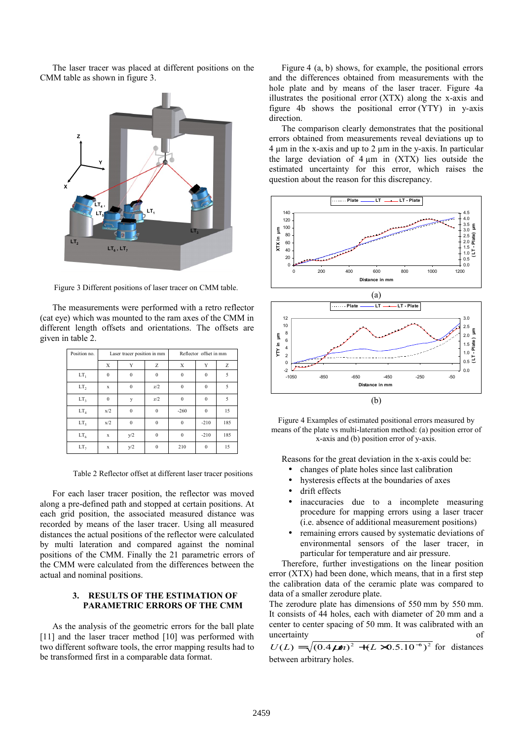The laser tracer was placed at different positions on the CMM table as shown in figure 3.

Figure 3 Different positions of laser tracer on CMM table.

The measurements were performed with a retro reflector (cat eye) which was mounted to the ram axes of the CMM in different length offsets and orientations. The offsets are given in table 2.

| Position no. | Laser tracer position in mm | | | Reflector offset in mm | | |
|---|---|---|---|---|---|---|
| | X | Y | Z | X | Y | Z |
| $LT_1$ | 0 | 0 | 0 | 0 | 0 | 5 |
| $LT_2$ | x | 0 | z/2 | 0 | 0 | 5 |
| $LT_3$ | 0 | y | z/2 | 0 | 0 | 5 |
| $LT_4$ | x/2 | 0 | 0 | -260 | 0 | 15 |
| $LT_5$ | x/2 | 0 | 0 | 0 | -210 | 185 |
| $LT_6$ | x | y/2 | 0 | 0 | -210 | 185 |
| $LT_7$ | x | y/2 | 0 | 210 | 0 | 15 |

Table 2 Reflector offset at different laser tracer positions

For each laser tracer position, the reflector was moved along a pre-defined path and stopped at certain positions. At each grid position, the associated measured distance was recorded by means of the laser tracer. Using all measured distances the actual positions of the reflector were calculated by multi lateration and compared against the nominal positions of the CMM. Finally the 21 parametric errors of the CMM were calculated from the differences between the actual and nominal positions.

## 3. RESULTS OF THE ESTIMATION OF PARAMETRIC ERRORS OF THE CMM

As the analysis of the geometric errors for the ball plate [11] and the laser tracer method [10] was performed with two different software tools, the error mapping results had to be transformed first in a comparable data format.

Figure 4 (a, b) shows, for example, the positional errors and the differences obtained from measurements with the hole plate and by means of the laser tracer. Figure 4a illustrates the positional error (XTX) along the x-axis and figure 4b shows the positional error (YTY) in y-axis direction.

The comparison clearly demonstrates that the positional errors obtained from measurements reveal deviations up to 4 µm in the x-axis and up to 2 µm in the y-axis. In particular the large deviation of 4 µm in (XTX) lies outside the estimated uncertainty for this error, which raises the question about the reason for this discrepancy.

(a)

(b)

Figure 4 Examples of estimated positional errors measured by means of the plate vs multi-lateration method: (a) position error of x-axis and (b) position error of y-axis.

Reasons for the great deviation in the x-axis could be:

- changes of plate holes since last calibration
- hysteresis effects at the boundaries of axes
- drift effects
- inaccuracies due to a incomplete measuring procedure for mapping errors using a laser tracer (i.e. absence of additional measurement positions)
- remaining errors caused by systematic deviations of environmental sensors of the laser tracer, in particular for temperature and air pressure.

Therefore, further investigations on the linear position error (XTX) had been done, which means, that in a first step the calibration data of the ceramic plate was compared to data of a smaller zerodure plate.

The zerodure plate has dimensions of 550 mm by 550 mm. It consists of 44 holes, each with diameter of 20 mm and a center to center spacing of 50 mm. It was calibrated with an uncertainty of $U(L) = \sqrt{(0.4\,\mu m)^2 + (L \times 0.5.10^{-6})^2}$ for distances between arbitrary holes.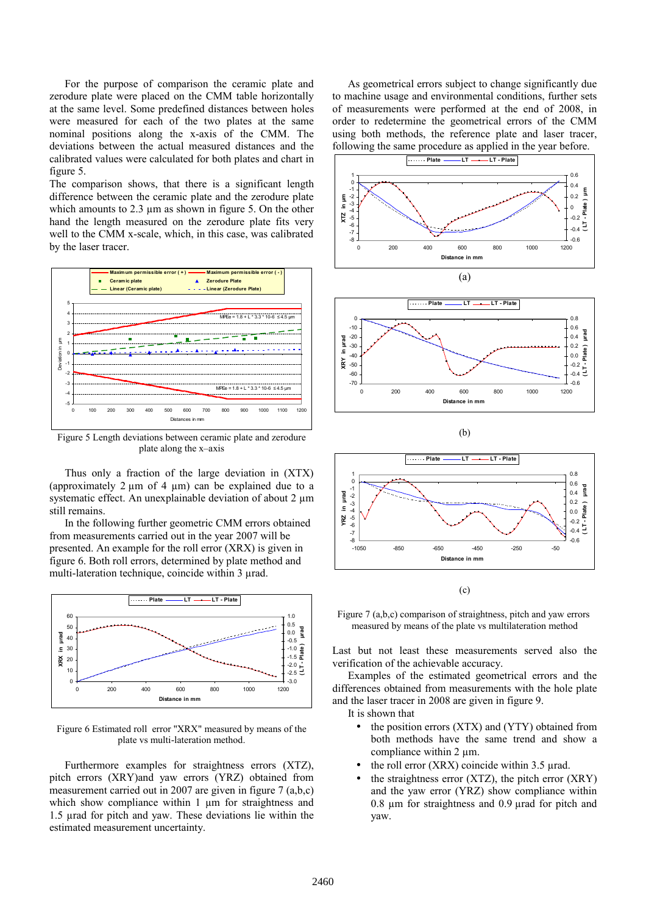For the purpose of comparison the ceramic plate and zerodure plate were placed on the CMM table horizontally at the same level. Some predefined distances between holes were measured for each of the two plates at the same nominal positions along the x-axis of the CMM. The deviations between the actual measured distances and the calibrated values were calculated for both plates and chart in figure 5.

The comparison shows, that there is a significant length difference between the ceramic plate and the zerodure plate which amounts to 2.3 µm as shown in figure 5. On the other hand the length measured on the zerodure plate fits very well to the CMM x-scale, which, in this case, was calibrated by the laser tracer.

Figure 5 Length deviations between ceramic plate and zerodure plate along the x–axis

Thus only a fraction of the large deviation in (XTX) (approximately 2 µm of 4 µm) can be explained due to a systematic effect. An unexplainable deviation of about 2 µm still remains.

In the following further geometric CMM errors obtained from measurements carried out in the year 2007 will be presented. An example for the roll error (XRX) is given in figure 6. Both roll errors, determined by plate method and multi-lateration technique, coincide within 3 µrad.

Figure 6 Estimated roll error "XRX" measured by means of the plate vs multi-lateration method.

Furthermore examples for straightness errors (XTZ), pitch errors (XRY)and yaw errors (YRZ) obtained from measurement carried out in 2007 are given in figure 7 (a,b,c) which show compliance within 1 µm for straightness and 1.5 µrad for pitch and yaw. These deviations lie within the estimated measurement uncertainty.

As geometrical errors subject to change significantly due to machine usage and environmental conditions, further sets of measurements were performed at the end of 2008, in order to redetermine the geometrical errors of the CMM using both methods, the reference plate and laser tracer, following the same procedure as applied in the year before.

(a)

(b)

(c)

Figure 7 (a,b,c) comparison of straightness, pitch and yaw errors measured by means of the plate vs multilateration method

Last but not least these measurements served also the verification of the achievable accuracy.

Examples of the estimated geometrical errors and the differences obtained from measurements with the hole plate and the laser tracer in 2008 are given in figure 9.

It is shown that

- the position errors (XTX) and (YTY) obtained from both methods have the same trend and show a compliance within 2 µm.
- the roll error (XRX) coincide within 3.5 µrad.
- the straightness error (XTZ), the pitch error (XRY) and the yaw error (YRZ) show compliance within 0.8 µm for straightness and 0.9 µrad for pitch and yaw.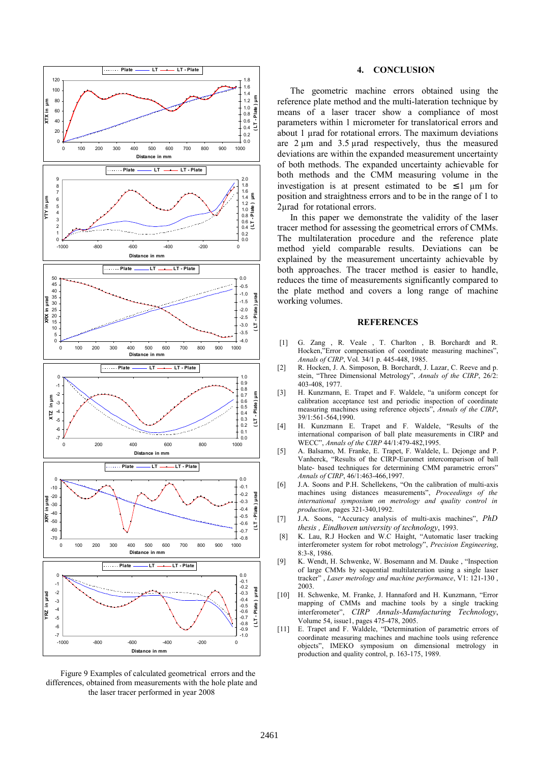Plate LT LT - Plate

XTX in µm

120
100
80
60
40
20
0

(LT - Plate) µm

1.8
1.6
1.4
1.2
1.0
0.8
0.6
0.4
0.2
0.0

0 100 200 300 400 500 600 700 800 900 1000

Distance in mm

Plate LT LT - Plate

YTY in µm

9 8 7 6 5 4 3 2 1 0

(LT - Plate) µm

2.0 1.8 1.6 1.4 1.2 1.0 0.8 0.6 0.4 0.2 0.0

-1000 -800 -600 -400 -200 0

Distance in mm

Plate LT LT - Plate

XRX in µrad

50 45 40 35 30 25 20 15 10 5 0

(LT - Plate) µrad

0.0 -0.5 -1.0 -1.5 -2.0 -2.5 -3.0 -3.5 -4.0

0 100 200 300 400 500 600 700 800 900 1000

Distance in mm

Plate LT LT - Plate

XTZ in µm

0 -1 -2 -3 -4 -5 -6 -7

(LT - Plate) µm

1.0 0.9 0.8 0.7 0.6 0.5 0.4 0.3 0.2 0.1 0.0

0 200 400 600 800 1000

Distance in mm

Plate LT LT - Plate

XRY in µrad

0 -10 -20 -30 -40 -50 -60 -70

(LT - Plate) µrad

0.0 -0.1 -0.2 -0.3 -0.4 -0.5 -0.6 -0.7 -0.8

0 100 200 300 400 500 600 700 800 900 1000

Distance in mm

Plate LT LT - Plate

YRZ in µrad

0 -1 -2 -3 -4 -5 -6 -7

(LT - Plate) µrad

0.0 -0.1 -0.2 -0.3 -0.4 -0.5 -0.6 -0.7 -0.8 -0.9 -1.0

-1000 -800 -600 -400 -200 0

Distance in mm

Figure 9 Examples of calculated geometrical errors and the differences, obtained from measurements with the hole plate and the laser tracer performed in year 2008

## 4. CONCLUSION

The geometric machine errors obtained using the reference plate method and the multi-lateration technique by means of a laser tracer show a compliance of most parameters within 1 micrometer for translatorical errors and about 1 µrad for rotational errors. The maximum deviations are 2 µm and 3.5 µrad respectively, thus the measured deviations are within the expanded measurement uncertainty of both methods. The expanded uncertainty achievable for both methods and the CMM measuring volume in the investigation is at present estimated to be ≤1 µm for position and straightness errors and to be in the range of 1 to 2µrad for rotational errors.

In this paper we demonstrate the validity of the laser tracer method for assessing the geometrical errors of CMMs. The multilateration procedure and the reference plate method yield comparable results. Deviations can be explained by the measurement uncertainty achievable by both approaches. The tracer method is easier to handle, reduces the time of measurements significantly compared to the plate method and covers a long range of machine working volumes.

## REFERENCES

[1] G. Zang , R. Veale , T. Charlton , B. Borchardt and R. Hocken,"Error compensation of coordinate measuring machines", *Annals of CIRP*, Vol. 34/1 p. 445-448, 1985.

[2] R. Hocken, J. A. Simpson, B. Borchardt, J. Lazar, C. Reeve and p. stein, "Three Dimensional Metrology", *Annals of the CIRP*, 26/2: 403-408, 1977.

[3] H. Kunzmann, E. Trapet and F. Waldele, "a uniform concept for calibration acceptance test and periodic inspection of coordinate measuring machines using reference objects", *Annals of the CIRP*, 39/1:561-564,1990.

[4] H. Kunzmann E. Trapet and F. Waldele, "Results of the international comparison of ball plate measurements in CIRP and WECC", *Annals of the CIRP* 44/1:479-482,1995.

[5] A. Balsamo, M. Franke, E. Trapet, F. Waldele, L. Dejonge and P. Vanherck, "Results of the CIRP-Euromet intercomparison of ball blate- based techniques for determining CMM parametric errors" *Annals of CIRP*, 46/1:463-466,1997.

[6] J.A. Soons and P.H. Schellekens, "On the calibration of multi-axis machines using distances measurements", *Proceedings of the international symposium on metrology and quality control in production*, pages 321-340,1992.

[7] J.A. Soons, "Accuracy analysis of multi-axis machines", *PhD thesis , Eindhoven university of technology*, 1993.

[8] K. Lau, R.J Hocken and W.C Haight, "Automatic laser tracking interferometer system for robot metrology", *Precision Engineering*, 8:3-8, 1986.

[9] K. Wendt, H. Schwenke, W. Bosemann and M. Dauke , "Inspection of large CMMs by sequential multilateration using a single laser tracker" , *Laser metrology and machine performance*, V1: 121-130 , 2003.

[10] H. Schwenke, M. Franke, J. Hannaford and H. Kunzmann, "Error mapping of CMMs and machine tools by a single tracking interferometer", *CIRP Annals-Manufacturing Technology*, Volume 54, issue1, pages 475-478, 2005.

[11] E. Trapet and F. Waldele, "Determination of parametric errors of coordinate measuring machines and machine tools using reference objects", IMEKO symposium on dimensional metrology in production and quality control, p. 163-175, 1989.